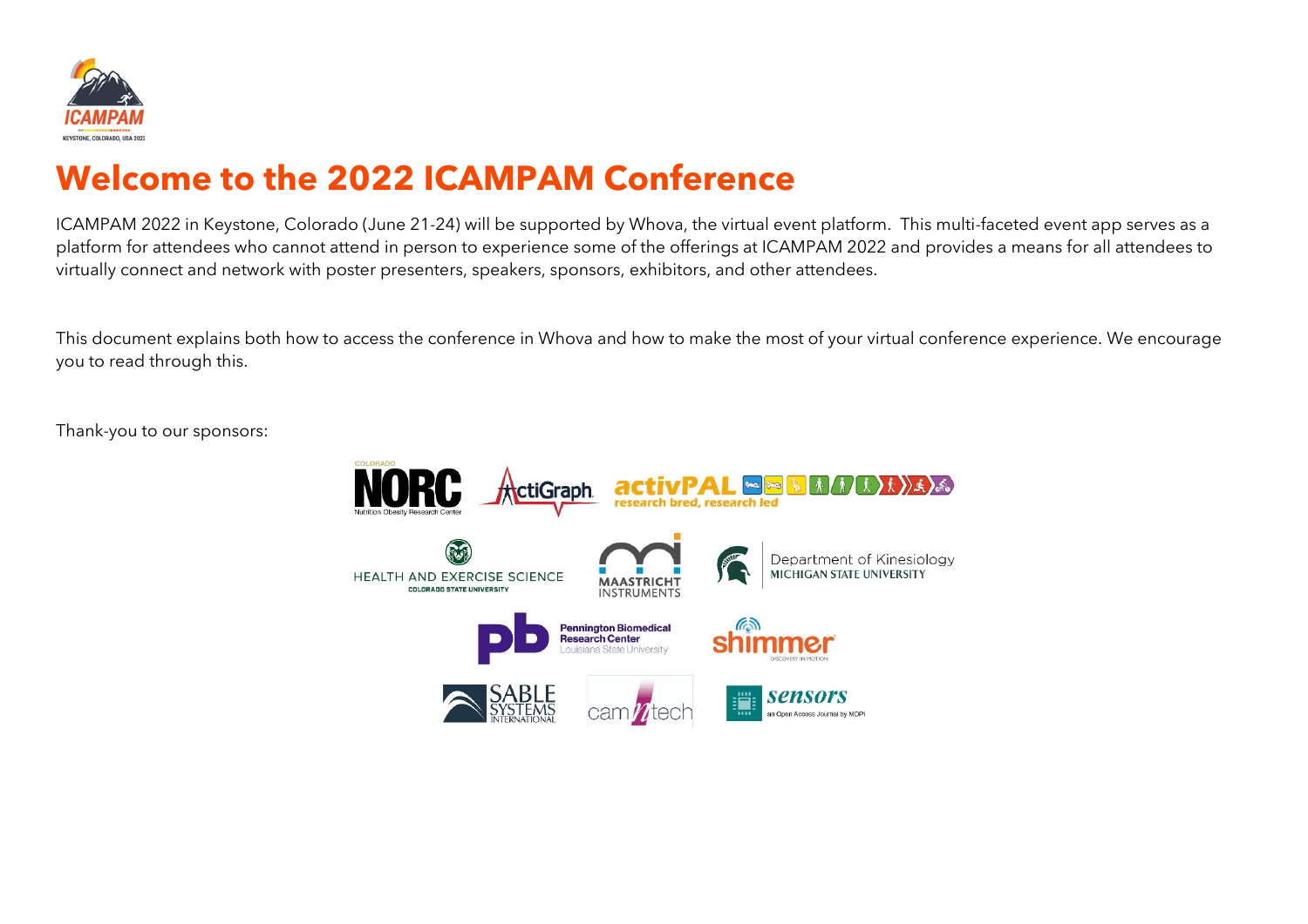# Welcome to the 2022 ICAMPAM Conference

ICAMPAM 2022 in Keystone, Colorado (June 21-24) will be supported by Whova, the virtual event platform. This multi-faceted event app serves as a platform for attendees who cannot attend in person to experience some of the offerings at ICAMPAM 2022 and provides a means for all attendees to virtually connect and network with poster presenters, speakers, sponsors, exhibitors, and other attendees.

This document explains both how to access the conference in Whova and how to make the most of your virtual conference experience. We encourage you to read through this.

Thank-you to our sponsors: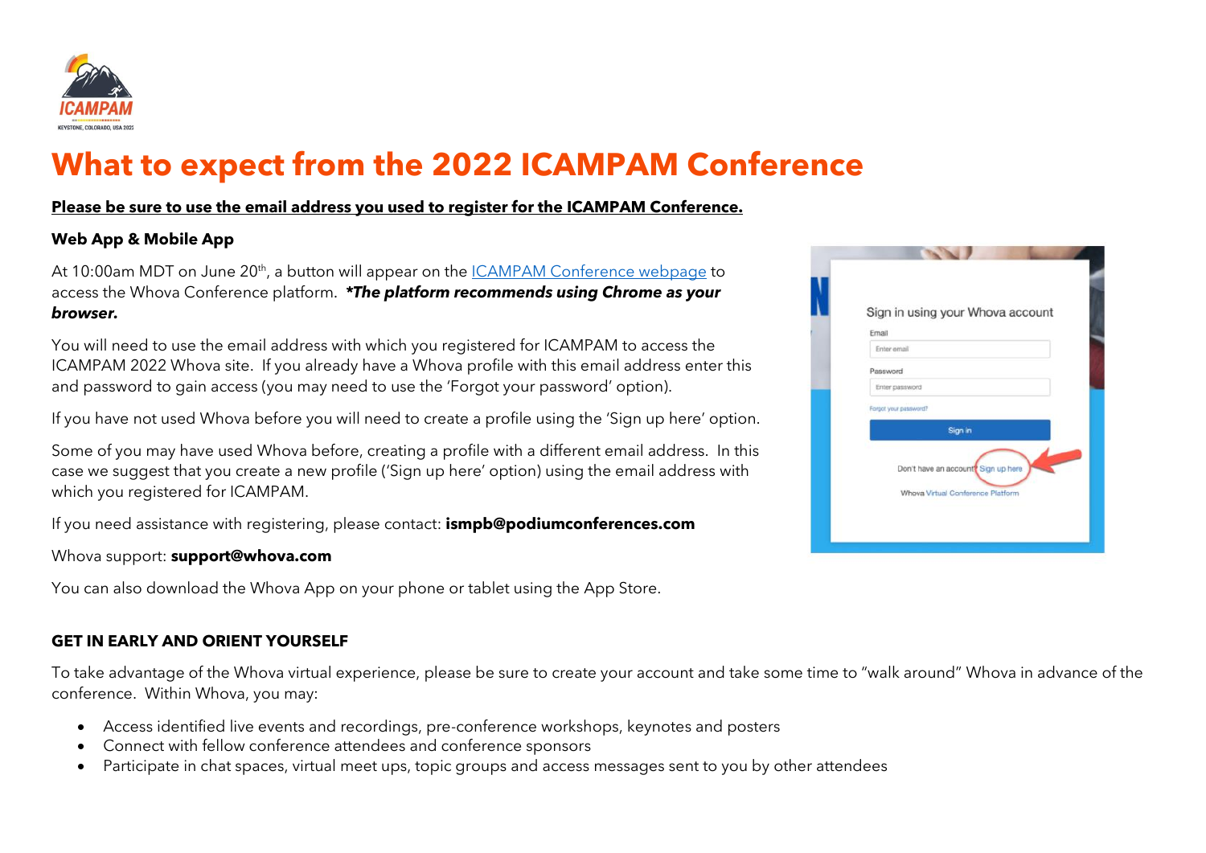# What to expect from the 2022 ICAMPAM Conference

**Please be sure to use the email address you used to register for the ICAMPAM Conference.**

### Web App & Mobile App

At 10:00am MDT on June 20th, a button will appear on the ICAMPAM Conference webpage to access the Whova Conference platform. ***The platform recommends using Chrome as your browser.***

You will need to use the email address with which you registered for ICAMPAM to access the ICAMPAM 2022 Whova site. If you already have a Whova profile with this email address enter this and password to gain access (you may need to use the 'Forgot your password' option).

If you have not used Whova before you will need to create a profile using the 'Sign up here' option.

Some of you may have used Whova before, creating a profile with a different email address. In this case we suggest that you create a new profile ('Sign up here' option) using the email address with which you registered for ICAMPAM.

If you need assistance with registering, please contact: **ismpb@podiumconferences.com**

Whova support: **support@whova.com**

You can also download the Whova App on your phone or tablet using the App Store.

### GET IN EARLY AND ORIENT YOURSELF

To take advantage of the Whova virtual experience, please be sure to create your account and take some time to "walk around" Whova in advance of the conference. Within Whova, you may:

- Access identified live events and recordings, pre-conference workshops, keynotes and posters
- Connect with fellow conference attendees and conference sponsors
- Participate in chat spaces, virtual meet ups, topic groups and access messages sent to you by other attendees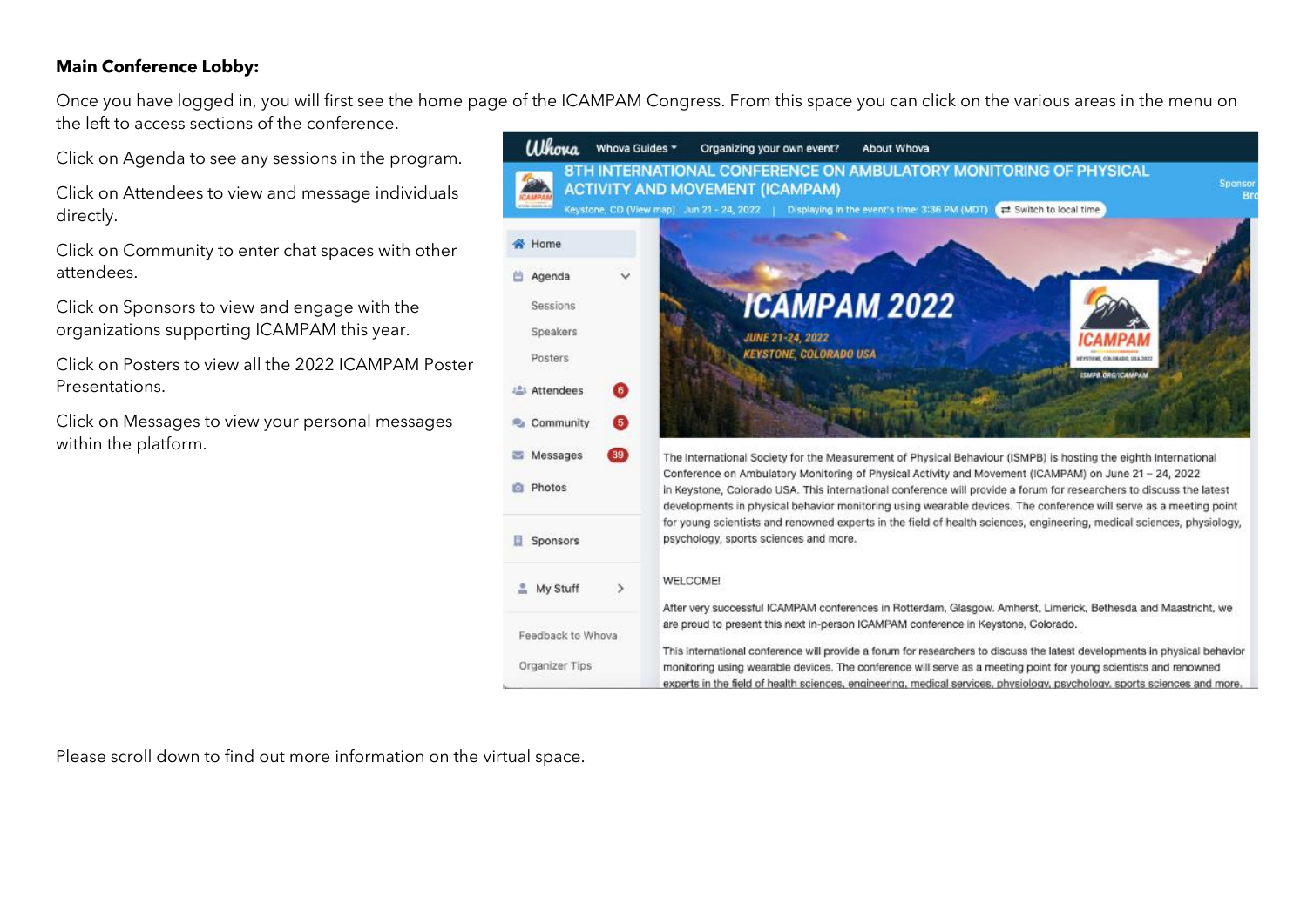**Main Conference Lobby:**

Once you have logged in, you will first see the home page of the ICAMPAM Congress. From this space you can click on the various areas in the menu on the left to access sections of the conference.

Click on Agenda to see any sessions in the program.

Click on Attendees to view and message individuals directly.

Click on Community to enter chat spaces with other attendees.

Click on Sponsors to view and engage with the organizations supporting ICAMPAM this year.

Click on Posters to view all the 2022 ICAMPAM Poster Presentations.

Click on Messages to view your personal messages within the platform.

Please scroll down to find out more information on the virtual space.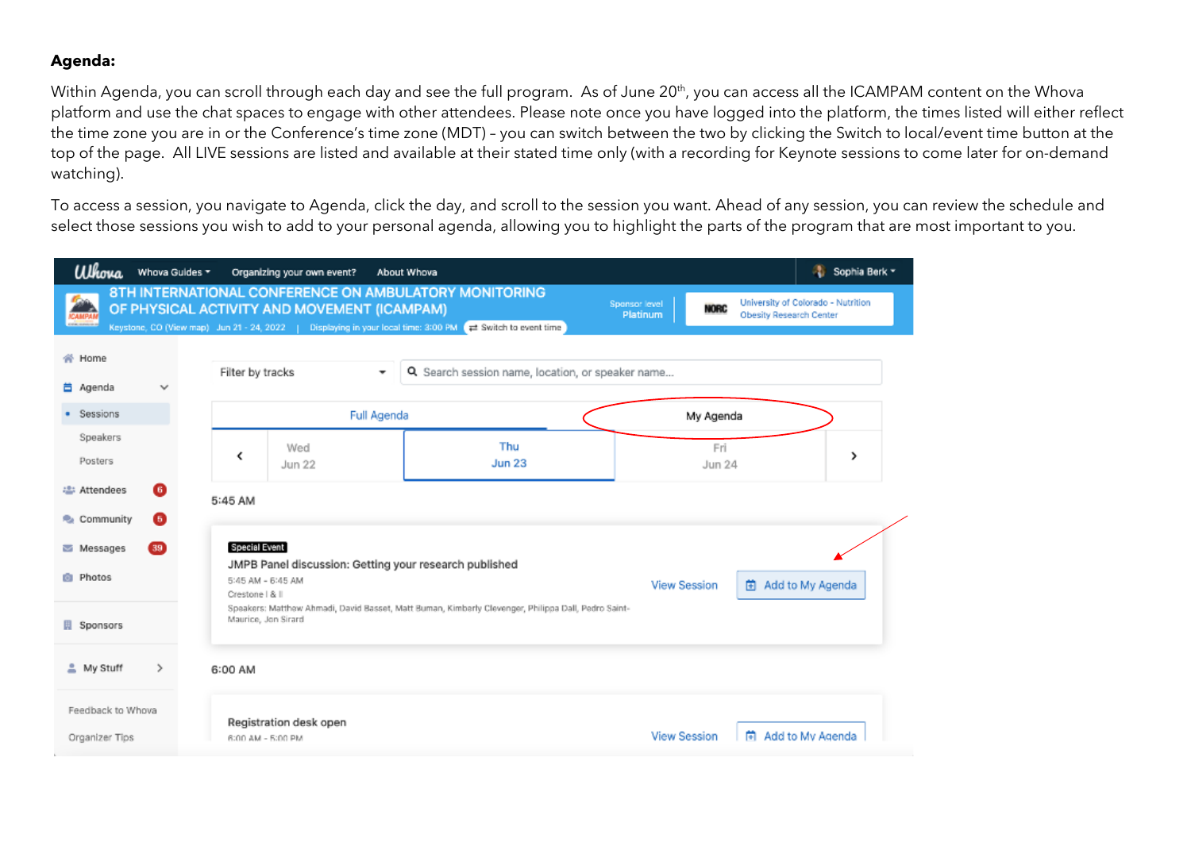**Agenda:**

Within Agenda, you can scroll through each day and see the full program. As of June 20th, you can access all the ICAMPAM content on the Whova platform and use the chat spaces to engage with other attendees. Please note once you have logged into the platform, the times listed will either reflect the time zone you are in or the Conference's time zone (MDT) – you can switch between the two by clicking the Switch to local/event time button at the top of the page. All LIVE sessions are listed and available at their stated time only (with a recording for Keynote sessions to come later for on-demand watching).

To access a session, you navigate to Agenda, click the day, and scroll to the session you want. Ahead of any session, you can review the schedule and select those sessions you wish to add to your personal agenda, allowing you to highlight the parts of the program that are most important to you.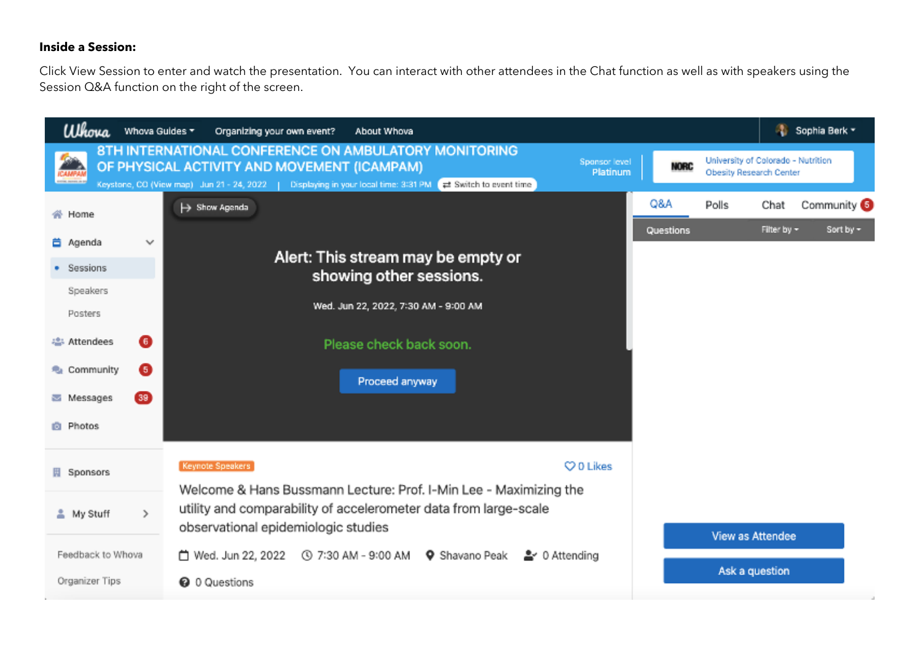**Inside a Session:**

Click View Session to enter and watch the presentation. You can interact with other attendees in the Chat function as well as with speakers using the Session Q&A function on the right of the screen.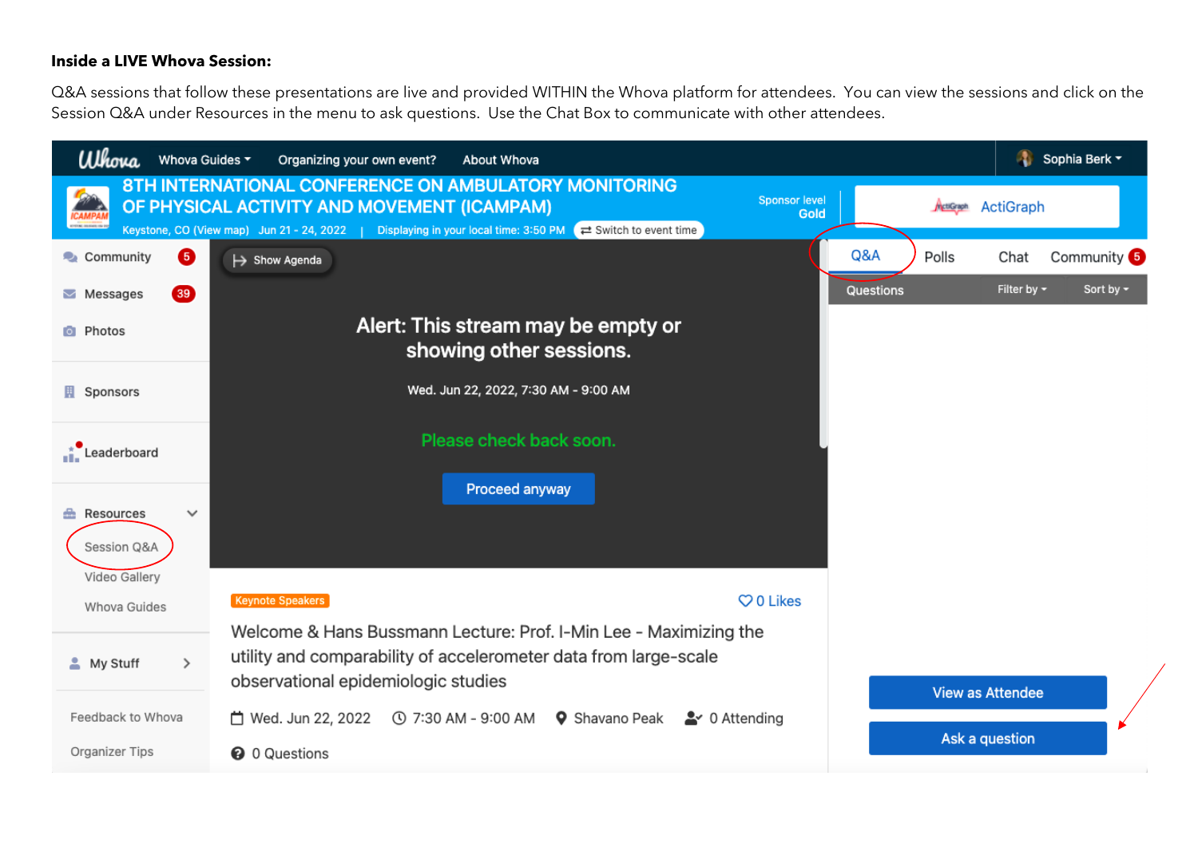**Inside a LIVE Whova Session:**

Q&A sessions that follow these presentations are live and provided WITHIN the Whova platform for attendees. You can view the sessions and click on the Session Q&A under Resources in the menu to ask questions. Use the Chat Box to communicate with other attendees.

Whova | Whova Guides | Organizing your own event? | About Whova | Sophia Berk

8TH INTERNATIONAL CONFERENCE ON AMBULATORY MONITORING OF PHYSICAL ACTIVITY AND MOVEMENT (ICAMPAM)

Keystone, CO (View map) Jun 21 - 24, 2022 | Displaying in your local time: 3:50 PM | Switch to event time

Sponsor level Gold | ActiGraph

- Community 5
- Messages 39
- Photos
- Sponsors
- Leaderboard
- Resources
  - Session Q&A
  - Video Gallery
  - Whova Guides
- My Stuff
- Feedback to Whova
- Organizer Tips

Show Agenda

Alert: This stream may be empty or showing other sessions.

Wed. Jun 22, 2022, 7:30 AM - 9:00 AM

Please check back soon.

Proceed anyway

Keynote Speakers | 0 Likes

Welcome & Hans Bussmann Lecture: Prof. I-Min Lee - Maximizing the utility and comparability of accelerometer data from large-scale observational epidemiologic studies

Wed. Jun 22, 2022 | 7:30 AM - 9:00 AM | Shavano Peak | 0 Attending

0 Questions

Q&A | Polls | Chat | Community 5

Questions | Filter by | Sort by

View as Attendee

Ask a question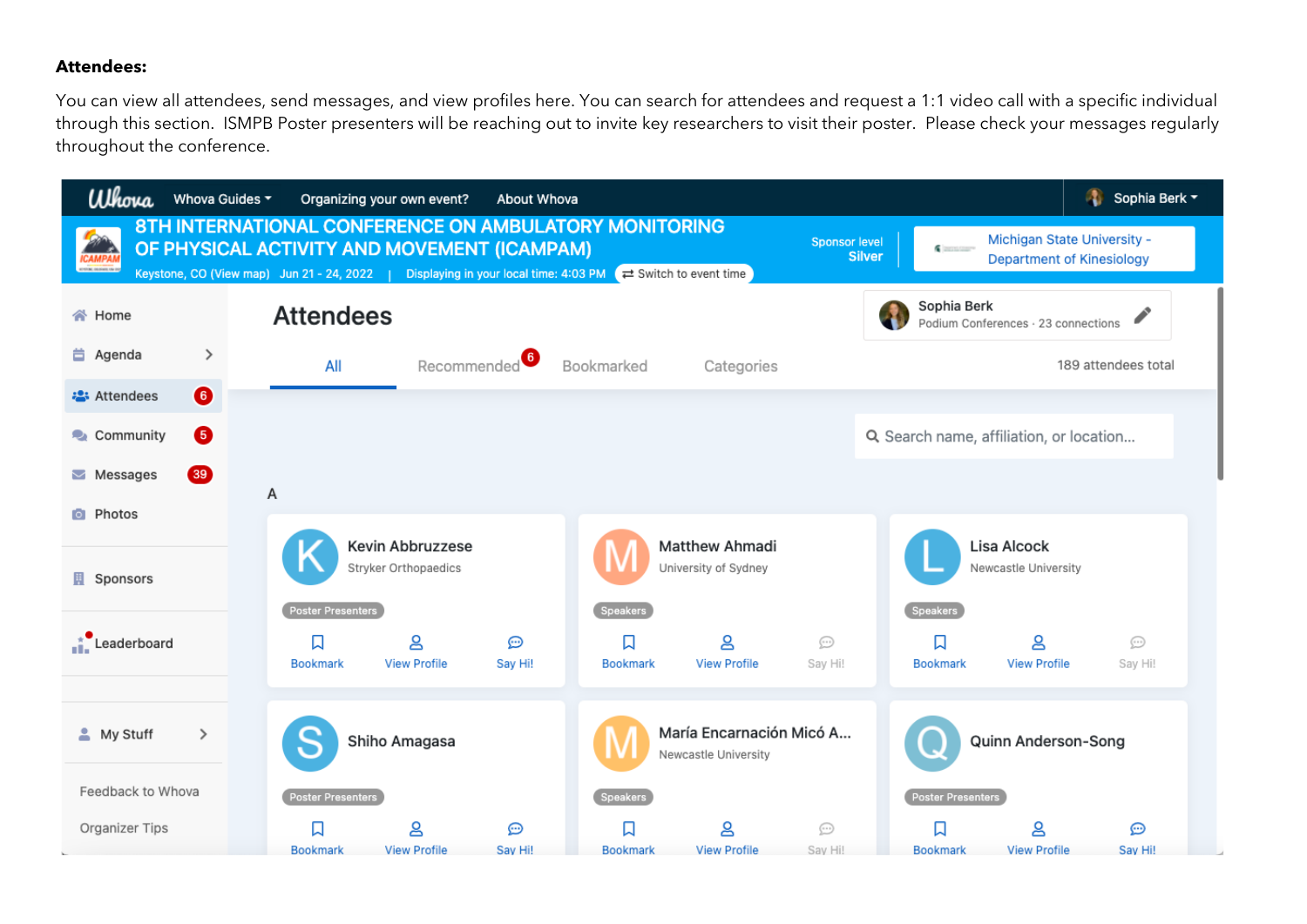**Attendees:**

You can view all attendees, send messages, and view profiles here. You can search for attendees and request a 1:1 video call with a specific individual through this section. ISMPB Poster presenters will be reaching out to invite key researchers to visit their poster. Please check your messages regularly throughout the conference.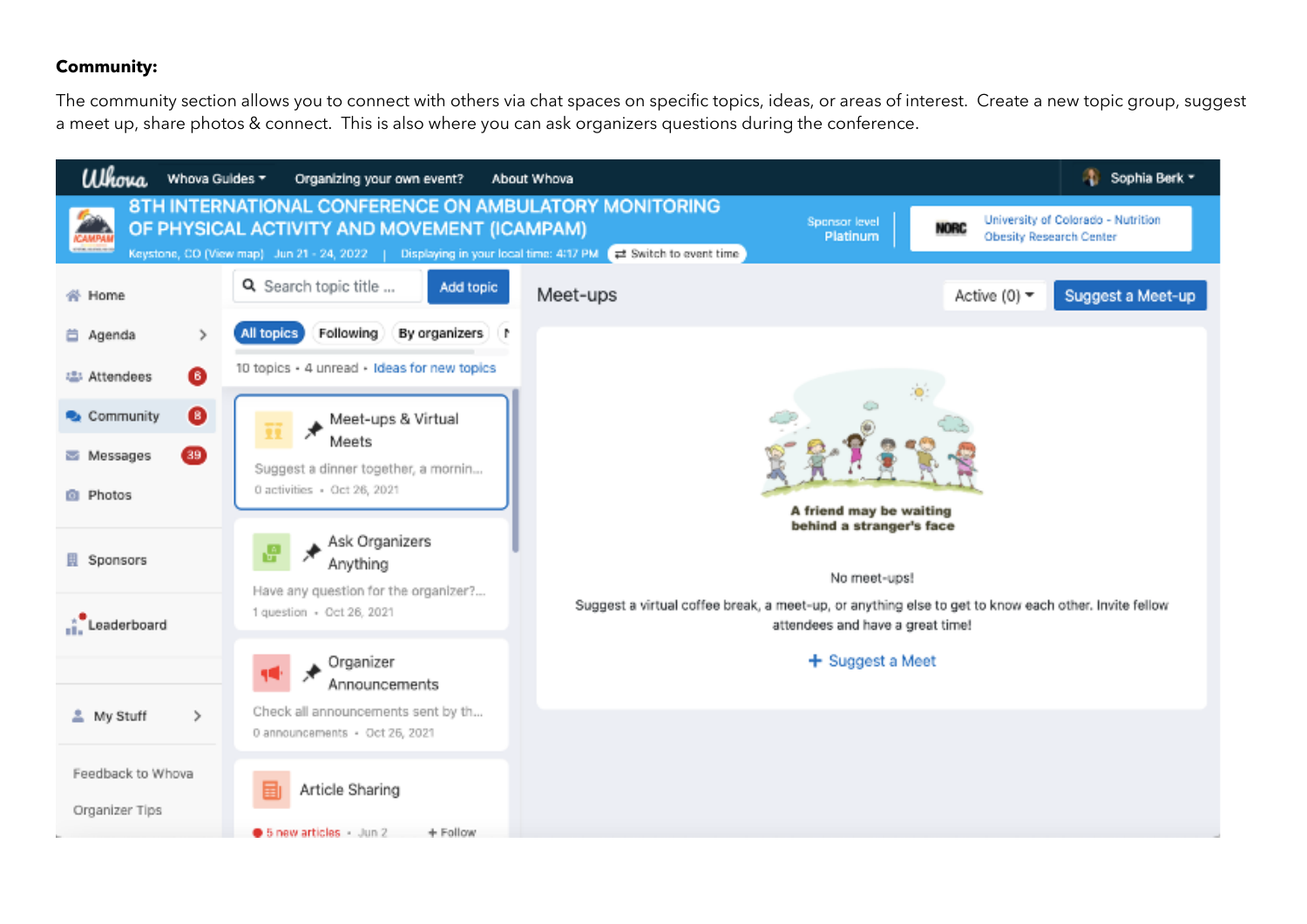**Community:**

The community section allows you to connect with others via chat spaces on specific topics, ideas, or areas of interest. Create a new topic group, suggest a meet up, share photos & connect. This is also where you can ask organizers questions during the conference.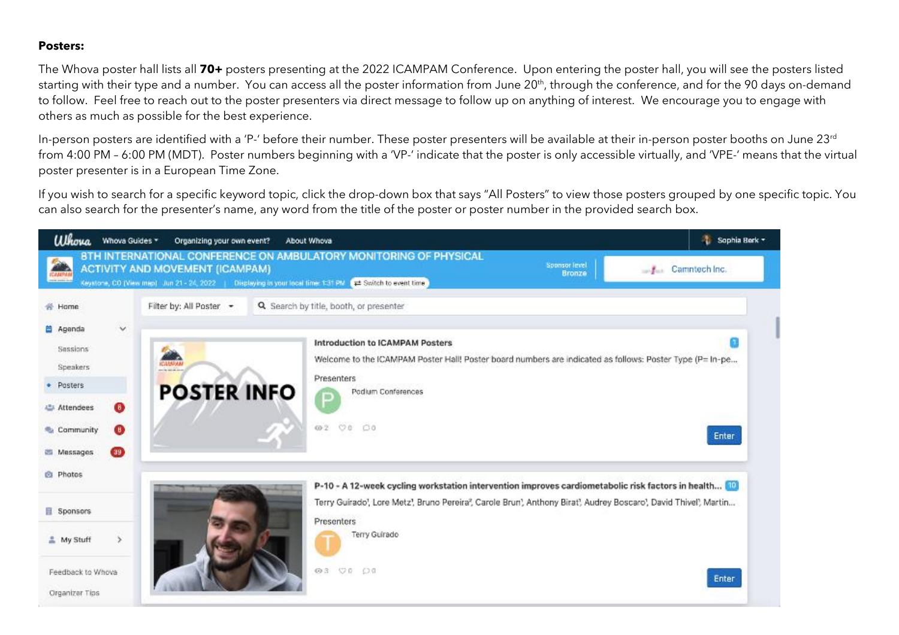**Posters:**

The Whova poster hall lists all **70+** posters presenting at the 2022 ICAMPAM Conference. Upon entering the poster hall, you will see the posters listed starting with their type and a number. You can access all the poster information from June 20th, through the conference, and for the 90 days on-demand to follow. Feel free to reach out to the poster presenters via direct message to follow up on anything of interest. We encourage you to engage with others as much as possible for the best experience.

In-person posters are identified with a 'P-' before their number. These poster presenters will be available at their in-person poster booths on June 23rd from 4:00 PM – 6:00 PM (MDT). Poster numbers beginning with a 'VP-' indicate that the poster is only accessible virtually, and 'VPE-' means that the virtual poster presenter is in a European Time Zone.

If you wish to search for a specific keyword topic, click the drop-down box that says "All Posters" to view those posters grouped by one specific topic. You can also search for the presenter's name, any word from the title of the poster or poster number in the provided search box.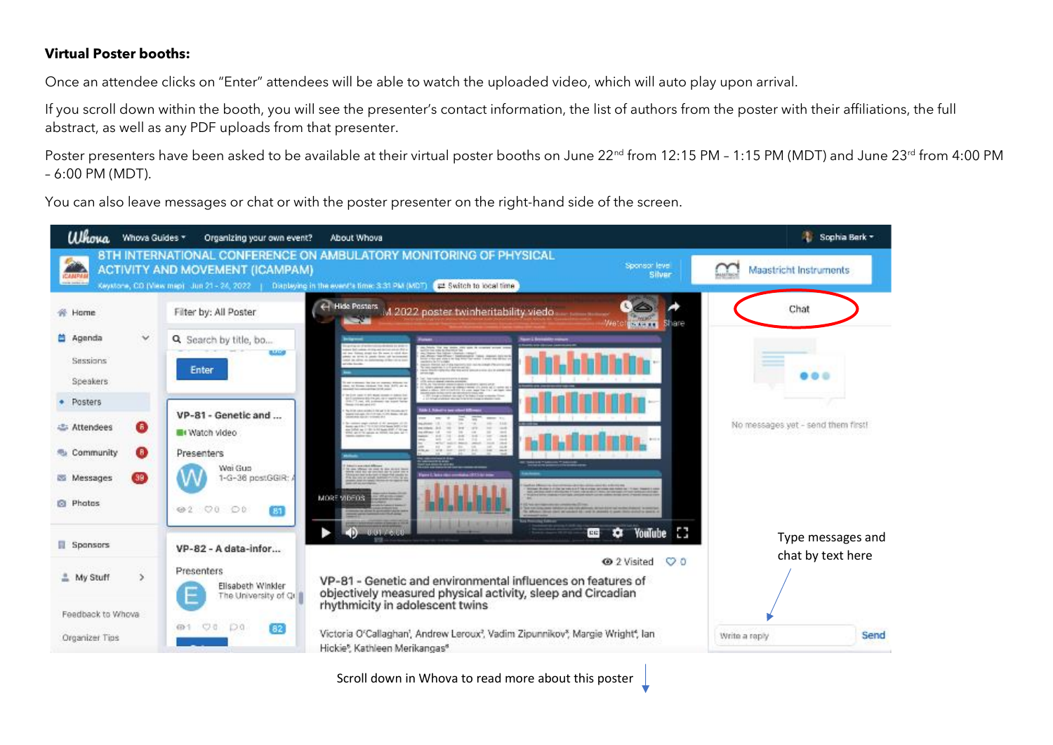**Virtual Poster booths:**

Once an attendee clicks on "Enter" attendees will be able to watch the uploaded video, which will auto play upon arrival.

If you scroll down within the booth, you will see the presenter's contact information, the list of authors from the poster with their affiliations, the full abstract, as well as any PDF uploads from that presenter.

Poster presenters have been asked to be available at their virtual poster booths on June 22nd from 12:15 PM – 1:15 PM (MDT) and June 23rd from 4:00 PM – 6:00 PM (MDT).

You can also leave messages or chat or with the poster presenter on the right-hand side of the screen.

Type messages and chat by text here

Scroll down in Whova to read more about this poster